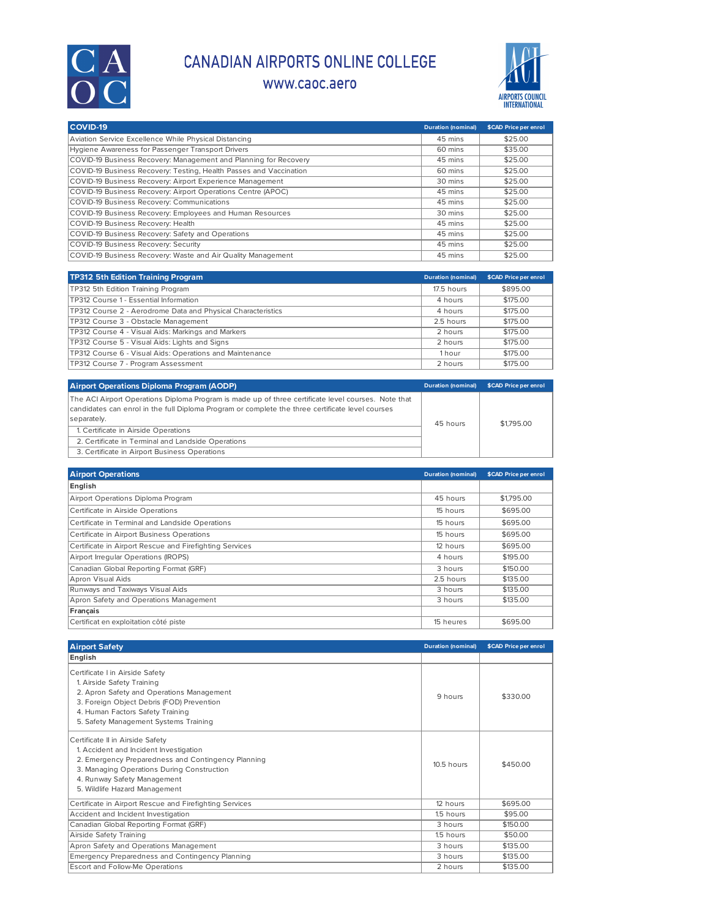# CANADIAN AIRPORTS ONLINE COLLEGE

www.caoc.aero

| COVID-19 | Duration (nominal) | $CAD Price per enrol |
|---|---|---|
| Aviation Service Excellence While Physical Distancing | 45 mins | $25.00 |
| Hygiene Awareness for Passenger Transport Drivers | 60 mins | $35.00 |
| COVID-19 Business Recovery: Management and Planning for Recovery | 45 mins | $25.00 |
| COVID-19 Business Recovery: Testing, Health Passes and Vaccination | 60 mins | $25.00 |
| COVID-19 Business Recovery: Airport Experience Management | 30 mins | $25.00 |
| COVID-19 Business Recovery: Airport Operations Centre (APOC) | 45 mins | $25.00 |
| COVID-19 Business Recovery: Communications | 45 mins | $25.00 |
| COVID-19 Business Recovery: Employees and Human Resources | 30 mins | $25.00 |
| COVID-19 Business Recovery: Health | 45 mins | $25.00 |
| COVID-19 Business Recovery: Safety and Operations | 45 mins | $25.00 |
| COVID-19 Business Recovery: Security | 45 mins | $25.00 |
| COVID-19 Business Recovery: Waste and Air Quality Management | 45 mins | $25.00 |

| TP312 5th Edition Training Program | Duration (nominal) | $CAD Price per enrol |
|---|---|---|
| TP312 5th Edition Training Program | 17.5 hours | $895.00 |
| TP312 Course 1 - Essential Information | 4 hours | $175.00 |
| TP312 Course 2 - Aerodrome Data and Physical Characteristics | 4 hours | $175.00 |
| TP312 Course 3 - Obstacle Management | 2.5 hours | $175.00 |
| TP312 Course 4 - Visual Aids: Markings and Markers | 2 hours | $175.00 |
| TP312 Course 5 - Visual Aids: Lights and Signs | 2 hours | $175.00 |
| TP312 Course 6 - Visual Aids: Operations and Maintenance | 1 hour | $175.00 |
| TP312 Course 7 - Program Assessment | 2 hours | $175.00 |

| Airport Operations Diploma Program (AODP) | Duration (nominal) | $CAD Price per enrol |
|---|---|---|
| The ACI Airport Operations Diploma Program is made up of three certificate level courses. Note that candidates can enrol in the full Diploma Program or complete the three certificate level courses separately.<br>1. Certificate in Airside Operations<br>2. Certificate in Terminal and Landside Operations<br>3. Certificate in Airport Business Operations | 45 hours | $1,795.00 |

| Airport Operations | Duration (nominal) | $CAD Price per enrol |
|---|---|---|
| **English** | | |
| Airport Operations Diploma Program | 45 hours | $1,795.00 |
| Certificate in Airside Operations | 15 hours | $695.00 |
| Certificate in Terminal and Landside Operations | 15 hours | $695.00 |
| Certificate in Airport Business Operations | 15 hours | $695.00 |
| Certificate in Airport Rescue and Firefighting Services | 12 hours | $695.00 |
| Airport Irregular Operations (IROPS) | 4 hours | $195.00 |
| Canadian Global Reporting Format (GRF) | 3 hours | $150.00 |
| Apron Visual Aids | 2.5 hours | $135.00 |
| Runways and Taxiways Visual Aids | 3 hours | $135.00 |
| Apron Safety and Operations Management | 3 hours | $135.00 |
| **Français** | | |
| Certificat en exploitation côté piste | 15 heures | $695.00 |

| Airport Safety | Duration (nominal) | $CAD Price per enrol |
|---|---|---|
| **English** | | |
| Certificate I in Airside Safety<br>1. Airside Safety Training<br>2. Apron Safety and Operations Management<br>3. Foreign Object Debris (FOD) Prevention<br>4. Human Factors Safety Training<br>5. Safety Management Systems Training | 9 hours | $330.00 |
| Certificate II in Airside Safety<br>1. Accident and Incident Investigation<br>2. Emergency Preparedness and Contingency Planning<br>3. Managing Operations During Construction<br>4. Runway Safety Management<br>5. Wildlife Hazard Management | 10.5 hours | $450.00 |
| Certificate in Airport Rescue and Firefighting Services | 12 hours | $695.00 |
| Accident and Incident Investigation | 1.5 hours | $95.00 |
| Canadian Global Reporting Format (GRF) | 3 hours | $150.00 |
| Airside Safety Training | 1.5 hours | $50.00 |
| Apron Safety and Operations Management | 3 hours | $135.00 |
| Emergency Preparedness and Contingency Planning | 3 hours | $135.00 |
| Escort and Follow-Me Operations | 2 hours | $135.00 |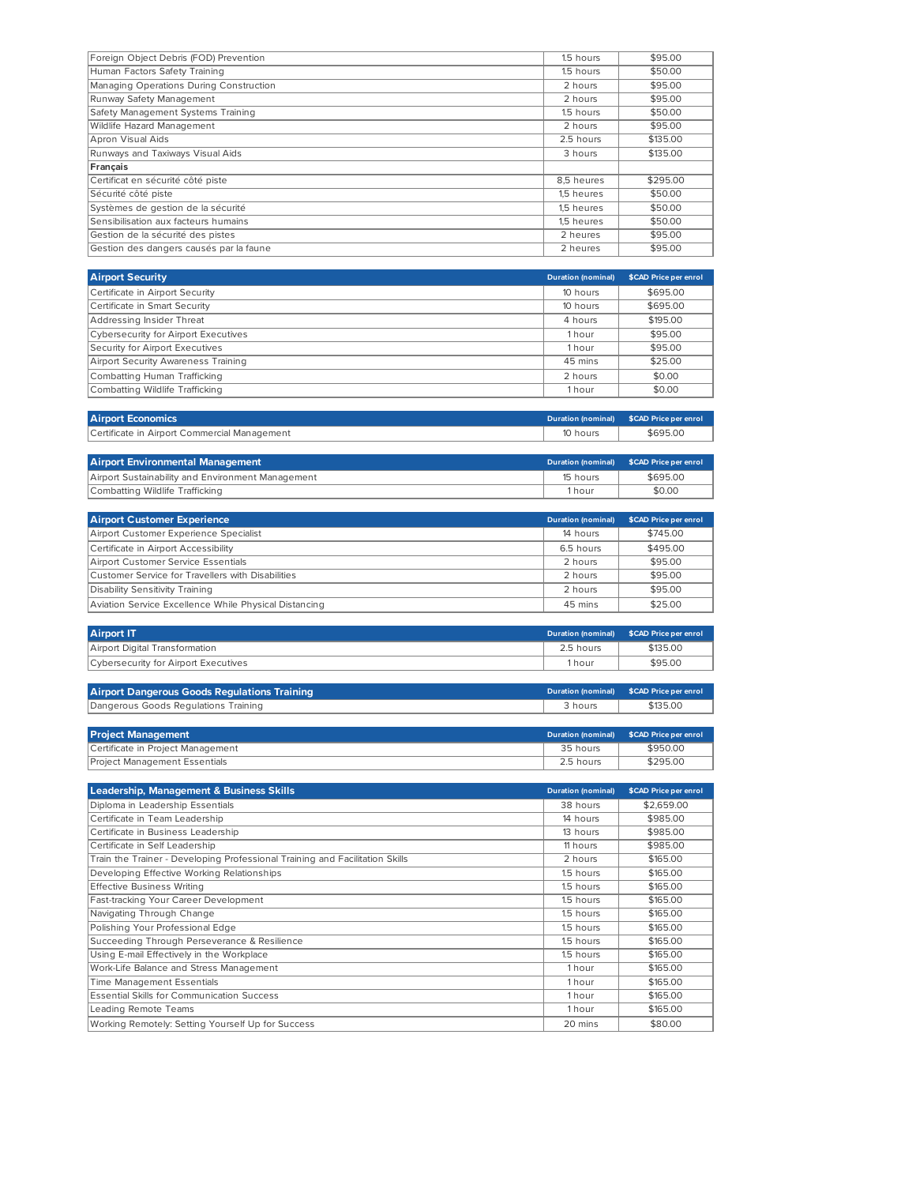| | | |
|---|---|---|
| Foreign Object Debris (FOD) Prevention | 1.5 hours | $95.00 |
| Human Factors Safety Training | 1.5 hours | $50.00 |
| Managing Operations During Construction | 2 hours | $95.00 |
| Runway Safety Management | 2 hours | $95.00 |
| Safety Management Systems Training | 1.5 hours | $50.00 |
| Wildlife Hazard Management | 2 hours | $95.00 |
| Apron Visual Aids | 2.5 hours | $135.00 |
| Runways and Taxiways Visual Aids | 3 hours | $135.00 |
| **Français** | | |
| Certificat en sécurité côté piste | 8,5 heures | $295.00 |
| Sécurité côté piste | 1,5 heures | $50.00 |
| Systèmes de gestion de la sécurité | 1,5 heures | $50.00 |
| Sensibilisation aux facteurs humains | 1,5 heures | $50.00 |
| Gestion de la sécurité des pistes | 2 heures | $95.00 |
| Gestion des dangers causés par la faune | 2 heures | $95.00 |

| Airport Security | Duration (nominal) | $CAD Price per enrol |
|---|---|---|
| Certificate in Airport Security | 10 hours | $695.00 |
| Certificate in Smart Security | 10 hours | $695.00 |
| Addressing Insider Threat | 4 hours | $195.00 |
| Cybersecurity for Airport Executives | 1 hour | $95.00 |
| Security for Airport Executives | 1 hour | $95.00 |
| Airport Security Awareness Training | 45 mins | $25.00 |
| Combatting Human Trafficking | 2 hours | $0.00 |
| Combatting Wildlife Trafficking | 1 hour | $0.00 |

| Airport Economics | Duration (nominal) | $CAD Price per enrol |
|---|---|---|
| Certificate in Airport Commercial Management | 10 hours | $695.00 |

| Airport Environmental Management | Duration (nominal) | $CAD Price per enrol |
|---|---|---|
| Airport Sustainability and Environment Management | 15 hours | $695.00 |
| Combatting Wildlife Trafficking | 1 hour | $0.00 |

| Airport Customer Experience | Duration (nominal) | $CAD Price per enrol |
|---|---|---|
| Airport Customer Experience Specialist | 14 hours | $745.00 |
| Certificate in Airport Accessibility | 6.5 hours | $495.00 |
| Airport Customer Service Essentials | 2 hours | $95.00 |
| Customer Service for Travellers with Disabilities | 2 hours | $95.00 |
| Disability Sensitivity Training | 2 hours | $95.00 |
| Aviation Service Excellence While Physical Distancing | 45 mins | $25.00 |

| Airport IT | Duration (nominal) | $CAD Price per enrol |
|---|---|---|
| Airport Digital Transformation | 2.5 hours | $135.00 |
| Cybersecurity for Airport Executives | 1 hour | $95.00 |

| Airport Dangerous Goods Regulations Training | Duration (nominal) | $CAD Price per enrol |
|---|---|---|
| Dangerous Goods Regulations Training | 3 hours | $135.00 |

| Project Management | Duration (nominal) | $CAD Price per enrol |
|---|---|---|
| Certificate in Project Management | 35 hours | $950.00 |
| Project Management Essentials | 2.5 hours | $295.00 |

| Leadership, Management & Business Skills | Duration (nominal) | $CAD Price per enrol |
|---|---|---|
| Diploma in Leadership Essentials | 38 hours | $2,659.00 |
| Certificate in Team Leadership | 14 hours | $985.00 |
| Certificate in Business Leadership | 13 hours | $985.00 |
| Certificate in Self Leadership | 11 hours | $985.00 |
| Train the Trainer - Developing Professional Training and Facilitation Skills | 2 hours | $165.00 |
| Developing Effective Working Relationships | 1.5 hours | $165.00 |
| Effective Business Writing | 1.5 hours | $165.00 |
| Fast-tracking Your Career Development | 1.5 hours | $165.00 |
| Navigating Through Change | 1.5 hours | $165.00 |
| Polishing Your Professional Edge | 1.5 hours | $165.00 |
| Succeeding Through Perseverance & Resilience | 1.5 hours | $165.00 |
| Using E-mail Effectively in the Workplace | 1.5 hours | $165.00 |
| Work-Life Balance and Stress Management | 1 hour | $165.00 |
| Time Management Essentials | 1 hour | $165.00 |
| Essential Skills for Communication Success | 1 hour | $165.00 |
| Leading Remote Teams | 1 hour | $165.00 |
| Working Remotely: Setting Yourself Up for Success | 20 mins | $80.00 |